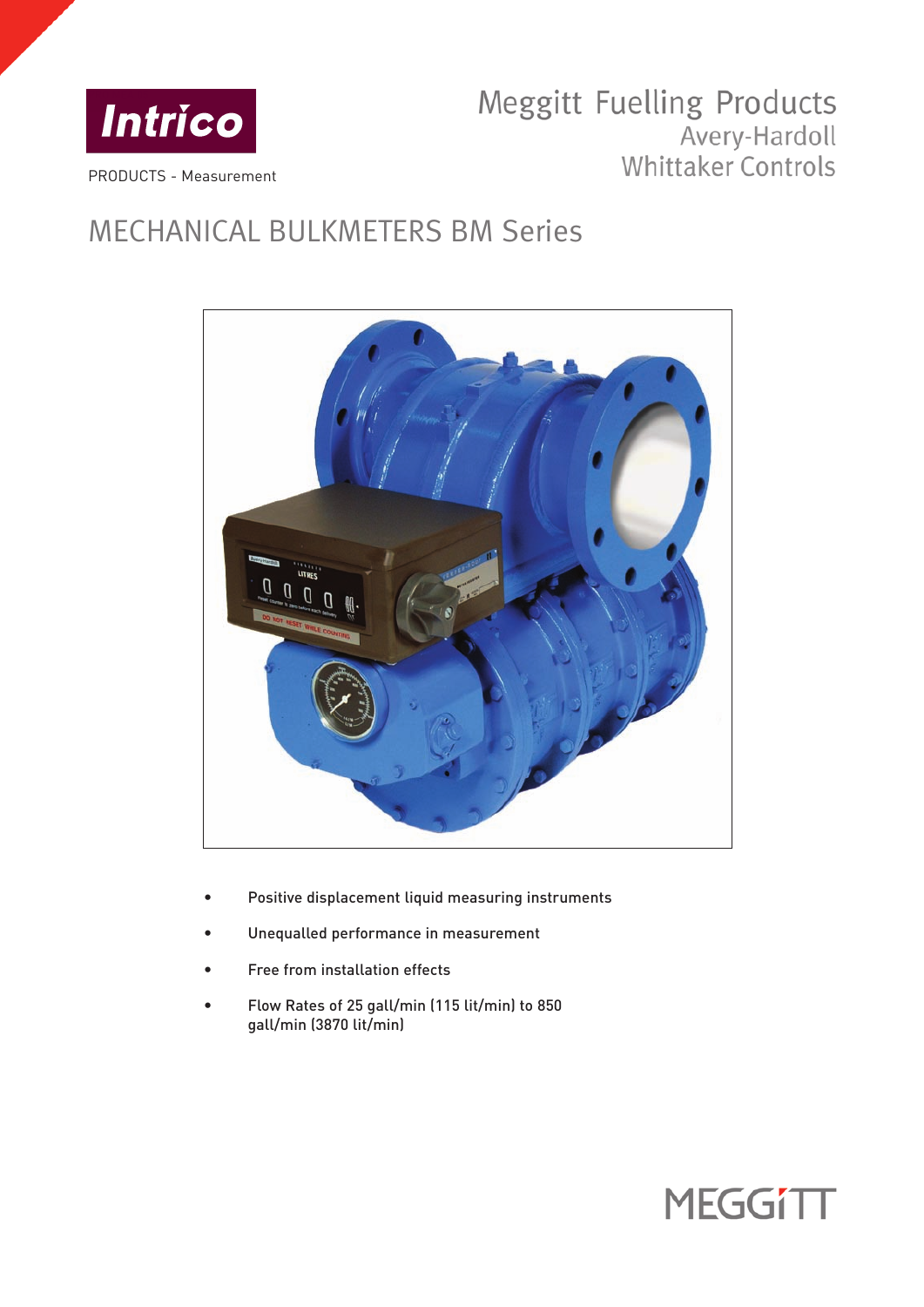Intrico

PRODUCTS - Measurement

Meggitt Fuelling Products
Avery-Hardoll
Whittaker Controls

# MECHANICAL BULKMETERS BM Series

- Positive displacement liquid measuring instruments
- Unequalled performance in measurement
- Free from installation effects
- Flow Rates of 25 gall/min (115 lit/min) to 850 gall/min (3870 lit/min)

MEGGITT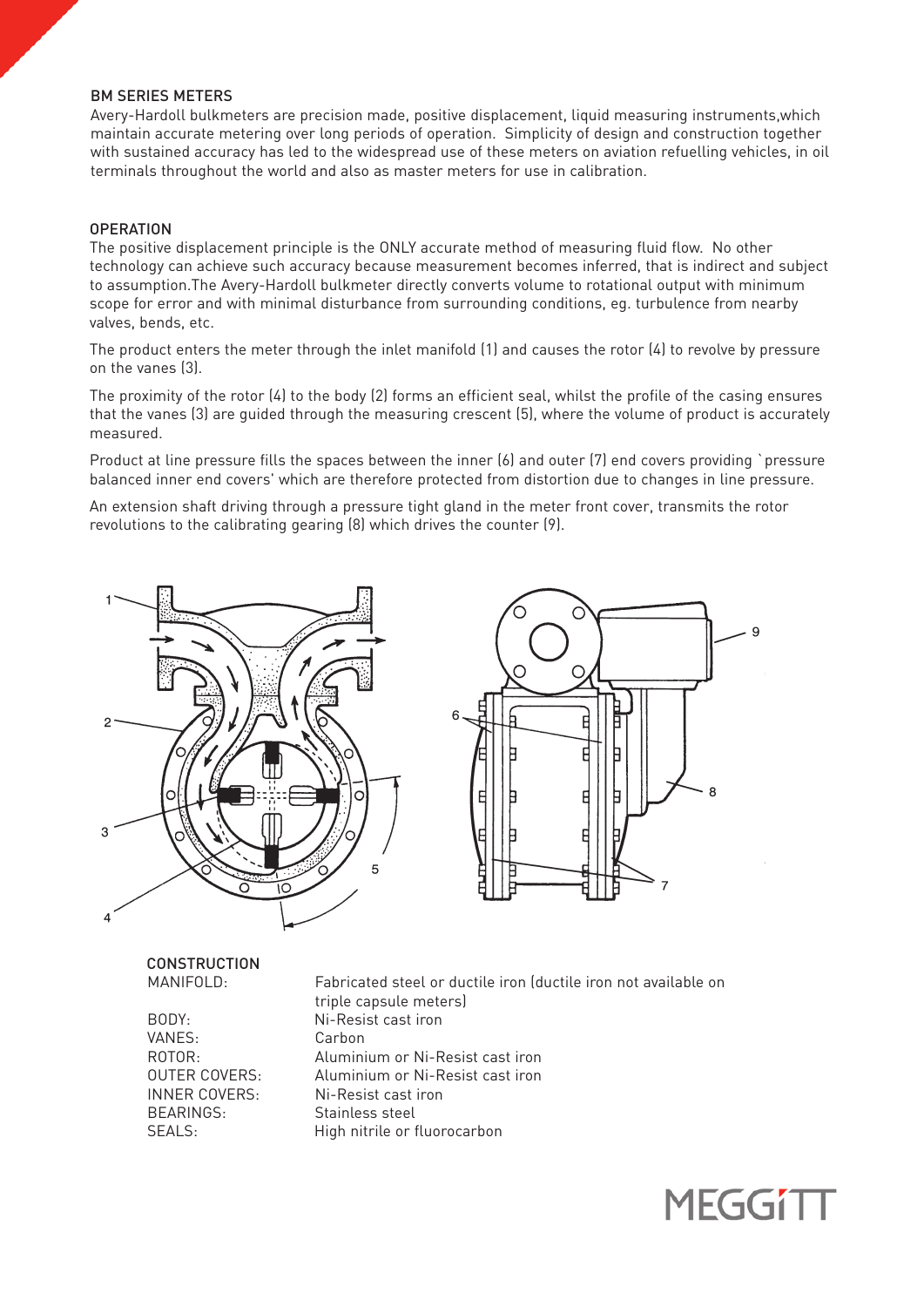## BM SERIES METERS

Avery-Hardoll bulkmeters are precision made, positive displacement, liquid measuring instruments,which maintain accurate metering over long periods of operation. Simplicity of design and construction together with sustained accuracy has led to the widespread use of these meters on aviation refuelling vehicles, in oil terminals throughout the world and also as master meters for use in calibration.

## OPERATION

The positive displacement principle is the ONLY accurate method of measuring fluid flow. No other technology can achieve such accuracy because measurement becomes inferred, that is indirect and subject to assumption.The Avery-Hardoll bulkmeter directly converts volume to rotational output with minimum scope for error and with minimal disturbance from surrounding conditions, eg. turbulence from nearby valves, bends, etc.

The product enters the meter through the inlet manifold (1) and causes the rotor (4) to revolve by pressure on the vanes (3).

The proximity of the rotor (4) to the body (2) forms an efficient seal, whilst the profile of the casing ensures that the vanes (3) are guided through the measuring crescent (5), where the volume of product is accurately measured.

Product at line pressure fills the spaces between the inner (6) and outer (7) end covers providing `pressure balanced inner end covers' which are therefore protected from distortion due to changes in line pressure.

An extension shaft driving through a pressure tight gland in the meter front cover, transmits the rotor revolutions to the calibrating gearing (8) which drives the counter (9).

## CONSTRUCTION

| | |
|---|---|
| MANIFOLD: | Fabricated steel or ductile iron (ductile iron not available on triple capsule meters) |
| BODY: | Ni-Resist cast iron |
| VANES: | Carbon |
| ROTOR: | Aluminium or Ni-Resist cast iron |
| OUTER COVERS: | Aluminium or Ni-Resist cast iron |
| INNER COVERS: | Ni-Resist cast iron |
| BEARINGS: | Stainless steel |
| SEALS: | High nitrile or fluorocarbon |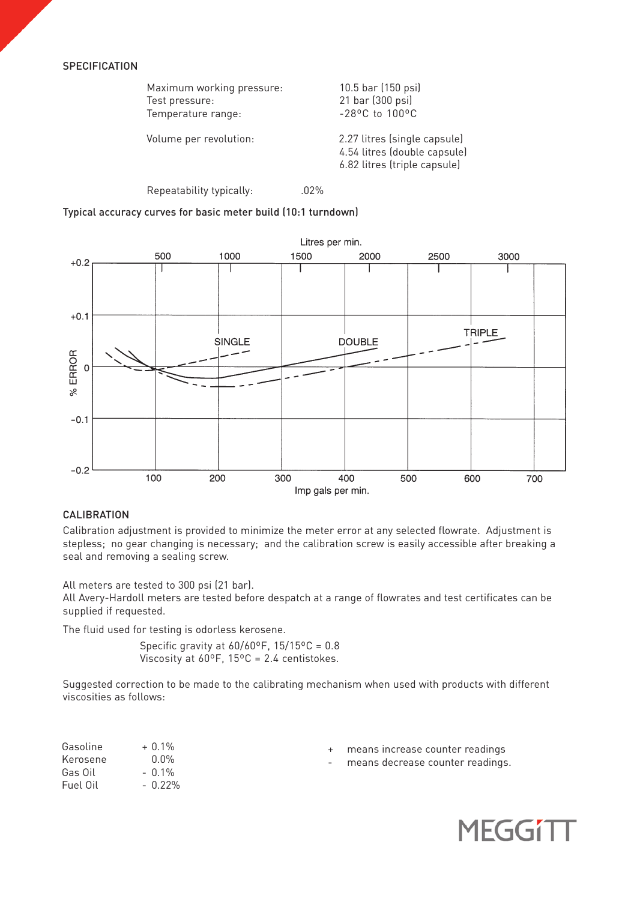## SPECIFICATION

| | |
|---|---|
| Maximum working pressure: | 10.5 bar (150 psi) |
| Test pressure: | 21 bar (300 psi) |
| Temperature range: | -28°C to 100°C |
| Volume per revolution: | 2.27 litres (single capsule) |
| | 4.54 litres (double capsule) |
| | 6.82 litres (triple capsule) |
| Repeatability typically: | .02% |

Typical accuracy curves for basic meter build (10:1 turndown)

## CALIBRATION

Calibration adjustment is provided to minimize the meter error at any selected flowrate. Adjustment is stepless; no gear changing is necessary; and the calibration screw is easily accessible after breaking a seal and removing a sealing screw.

All meters are tested to 300 psi (21 bar).
All Avery-Hardoll meters are tested before despatch at a range of flowrates and test certificates can be supplied if requested.

The fluid used for testing is odorless kerosene.

Specific gravity at 60/60°F, 15/15°C = 0.8
Viscosity at 60°F, 15°C = 2.4 centistokes.

Suggested correction to be made to the calibrating mechanism when used with products with different viscosities as follows:

| | |
|---|---|
| Gasoline | + 0.1% |
| Kerosene | 0.0% |
| Gas Oil | - 0.1% |
| Fuel Oil | - 0.22% |

\+ means increase counter readings
\- means decrease counter readings.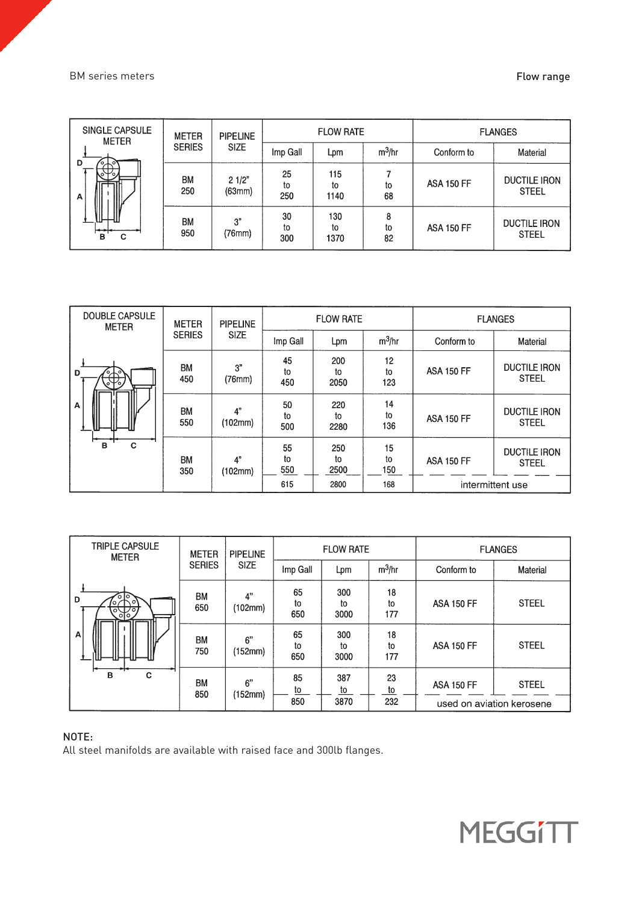BM series meters

Flow range

| SINGLE CAPSULE METER | METER SERIES | PIPELINE SIZE | FLOW RATE | | | FLANGES | |
|---|---|---|---|---|---|---|---|
| | | | Imp Gall | Lpm | $m^3/hr$ | Conform to | Material |
| | BM 250 | 2 1/2" (63mm) | 25 to 250 | 115 to 1140 | 7 to 68 | ASA 150 FF | DUCTILE IRON STEEL |
| | BM 950 | 3" (76mm) | 30 to 300 | 130 to 1370 | 8 to 82 | ASA 150 FF | DUCTILE IRON STEEL |

| DOUBLE CAPSULE METER | METER SERIES | PIPELINE SIZE | FLOW RATE | | | FLANGES | |
|---|---|---|---|---|---|---|---|
| | | | Imp Gall | Lpm | $m^3/hr$ | Conform to | Material |
| | BM 450 | 3" (76mm) | 45 to 450 | 200 to 2050 | 12 to 123 | ASA 150 FF | DUCTILE IRON STEEL |
| | BM 550 | 4" (102mm) | 50 to 500 | 220 to 2280 | 14 to 136 | ASA 150 FF | DUCTILE IRON STEEL |
| | BM 350 | 4" (102mm) | 55 to 550 | 250 to 2500 | 15 to 150 | ASA 150 FF | DUCTILE IRON STEEL |
| | | | 615 | 2800 | 168 | intermittent use | |

| TRIPLE CAPSULE METER | METER SERIES | PIPELINE SIZE | FLOW RATE | | | FLANGES | |
|---|---|---|---|---|---|---|---|
| | | | Imp Gall | Lpm | $m^3/hr$ | Conform to | Material |
| | BM 650 | 4" (102mm) | 65 to 650 | 300 to 3000 | 18 to 177 | ASA 150 FF | STEEL |
| | BM 750 | 6" (152mm) | 65 to 650 | 300 to 3000 | 18 to 177 | ASA 150 FF | STEEL |
| | BM 850 | 6" (152mm) | 85 to 850 | 387 to 3870 | 23 to 232 | ASA 150 FF | STEEL |
| | | | | | | used on aviation kerosene | |

NOTE:
All steel manifolds are available with raised face and 300lb flanges.

MEGGITT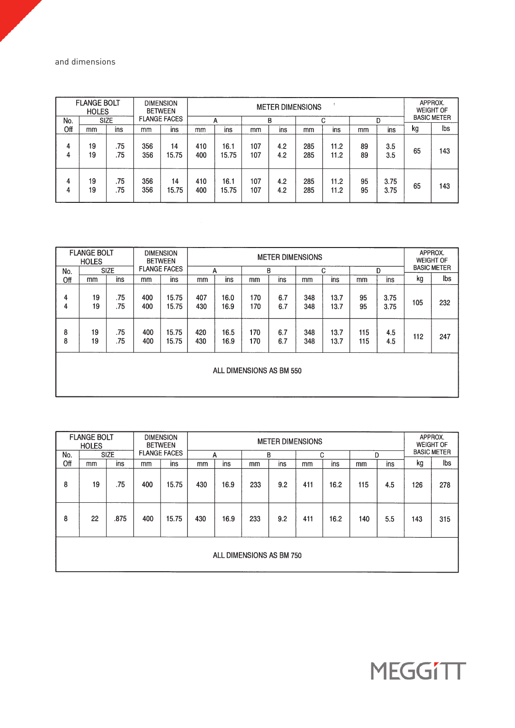and dimensions

| FLANGE BOLT HOLES | | | DIMENSION BETWEEN FLANGE FACES | | METER DIMENSIONS | | | | | | | | APPROX. WEIGHT OF BASIC METER | |
|---|---|---|---|---|---|---|---|---|---|---|---|---|---|---|
| No. | SIZE | | | | A | | B | | C | | D | | | |
| Off | mm | ins | mm | ins | mm | ins | mm | ins | mm | ins | mm | ins | kg | lbs |
| 4<br>4 | 19<br>19 | .75<br>.75 | 356<br>356 | 14<br>15.75 | 410<br>400 | 16.1<br>15.75 | 107<br>107 | 4.2<br>4.2 | 285<br>285 | 11.2<br>11.2 | 89<br>89 | 3.5<br>3.5 | 65 | 143 |
| 4<br>4 | 19<br>19 | .75<br>.75 | 356<br>356 | 14<br>15.75 | 410<br>400 | 16.1<br>15.75 | 107<br>107 | 4.2<br>4.2 | 285<br>285 | 11.2<br>11.2 | 95<br>95 | 3.75<br>3.75 | 65 | 143 |

| FLANGE BOLT HOLES | | | DIMENSION BETWEEN FLANGE FACES | | METER DIMENSIONS | | | | | | | | APPROX. WEIGHT OF BASIC METER | |
|---|---|---|---|---|---|---|---|---|---|---|---|---|---|---|
| No. | SIZE | | | | A | | B | | C | | D | | | |
| Off | mm | ins | mm | ins | mm | ins | mm | ins | mm | ins | mm | ins | kg | lbs |
| 4<br>4 | 19<br>19 | .75<br>.75 | 400<br>400 | 15.75<br>15.75 | 407<br>430 | 16.0<br>16.9 | 170<br>170 | 6.7<br>6.7 | 348<br>348 | 13.7<br>13.7 | 95<br>95 | 3.75<br>3.75 | 105 | 232 |
| 8<br>8 | 19<br>19 | .75<br>.75 | 400<br>400 | 15.75<br>15.75 | 420<br>430 | 16.5<br>16.9 | 170<br>170 | 6.7<br>6.7 | 348<br>348 | 13.7<br>13.7 | 115<br>115 | 4.5<br>4.5 | 112 | 247 |
| ALL DIMENSIONS AS BM 550 | | | | | | | | | | | | | | |

| FLANGE BOLT HOLES | | | DIMENSION BETWEEN FLANGE FACES | | METER DIMENSIONS | | | | | | | | APPROX. WEIGHT OF BASIC METER | |
|---|---|---|---|---|---|---|---|---|---|---|---|---|---|---|
| No. | SIZE | | | | A | | B | | C | | D | | | |
| Off | mm | ins | mm | ins | mm | ins | mm | ins | mm | ins | mm | ins | kg | lbs |
| 8 | 19 | .75 | 400 | 15.75 | 430 | 16.9 | 233 | 9.2 | 411 | 16.2 | 115 | 4.5 | 126 | 278 |
| 8 | 22 | .875 | 400 | 15.75 | 430 | 16.9 | 233 | 9.2 | 411 | 16.2 | 140 | 5.5 | 143 | 315 |
| ALL DIMENSIONS AS BM 750 | | | | | | | | | | | | | | |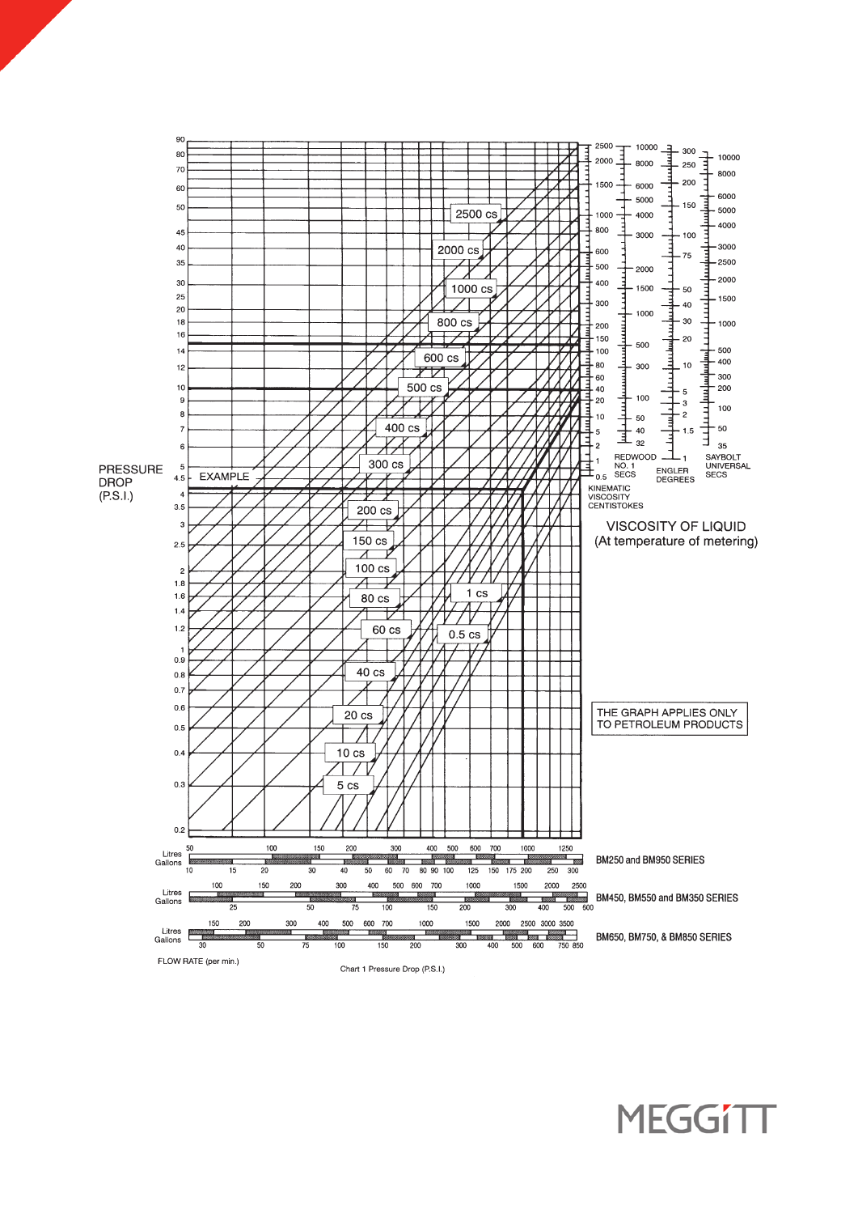PRESSURE DROP (P.S.I.)

EXAMPLE

2500 cs
2000 cs
1000 cs
800 cs
600 cs
500 cs
400 cs
300 cs
200 cs
150 cs
100 cs
80 cs
60 cs
40 cs
20 cs
10 cs
5 cs
1 cs
0.5 cs

KINEMATIC VISCOSITY CENTISTOKES

REDWOOD NO. 1 SECS

ENGLER DEGREES

SAYBOLT UNIVERSAL SECS

VISCOSITY OF LIQUID
(At temperature of metering)

THE GRAPH APPLIES ONLY TO PETROLEUM PRODUCTS

BM250 and BM950 SERIES

BM450, BM550 and BM350 SERIES

BM650, BM750, & BM850 SERIES

FLOW RATE (per min.)

Chart 1 Pressure Drop (P.S.I.)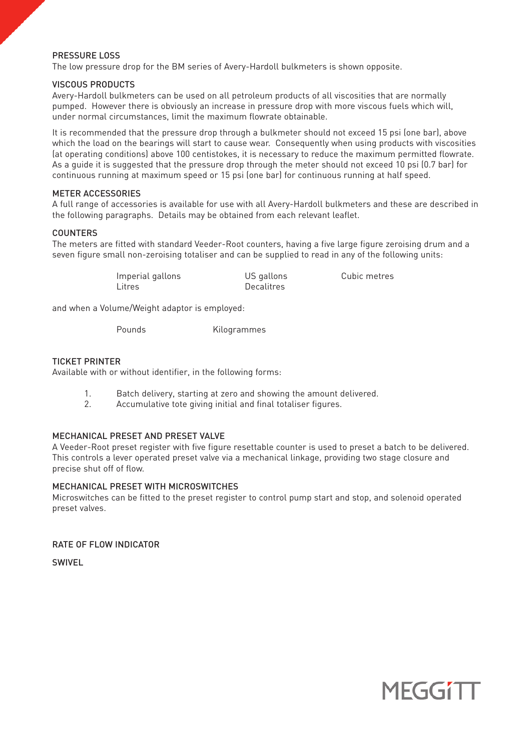## PRESSURE LOSS

The low pressure drop for the BM series of Avery-Hardoll bulkmeters is shown opposite.

## VISCOUS PRODUCTS

Avery-Hardoll bulkmeters can be used on all petroleum products of all viscosities that are normally pumped. However there is obviously an increase in pressure drop with more viscous fuels which will, under normal circumstances, limit the maximum flowrate obtainable.

It is recommended that the pressure drop through a bulkmeter should not exceed 15 psi (one bar), above which the load on the bearings will start to cause wear. Consequently when using products with viscosities (at operating conditions) above 100 centistokes, it is necessary to reduce the maximum permitted flowrate. As a guide it is suggested that the pressure drop through the meter should not exceed 10 psi (0.7 bar) for continuous running at maximum speed or 15 psi (one bar) for continuous running at half speed.

## METER ACCESSORIES

A full range of accessories is available for use with all Avery-Hardoll bulkmeters and these are described in the following paragraphs. Details may be obtained from each relevant leaflet.

## COUNTERS

The meters are fitted with standard Veeder-Root counters, having a five large figure zeroising drum and a seven figure small non-zeroising totaliser and can be supplied to read in any of the following units:

| | | |
|---|---|---|
| Imperial gallons | US gallons | Cubic metres |
| Litres | Decalitres | |

and when a Volume/Weight adaptor is employed:

| | |
|---|---|
| Pounds | Kilogrammes |

## TICKET PRINTER

Available with or without identifier, in the following forms:

1. Batch delivery, starting at zero and showing the amount delivered.
2. Accumulative tote giving initial and final totaliser figures.

## MECHANICAL PRESET AND PRESET VALVE

A Veeder-Root preset register with five figure resettable counter is used to preset a batch to be delivered. This controls a lever operated preset valve via a mechanical linkage, providing two stage closure and precise shut off of flow.

## MECHANICAL PRESET WITH MICROSWITCHES

Microswitches can be fitted to the preset register to control pump start and stop, and solenoid operated preset valves.

## RATE OF FLOW INDICATOR

## SWIVEL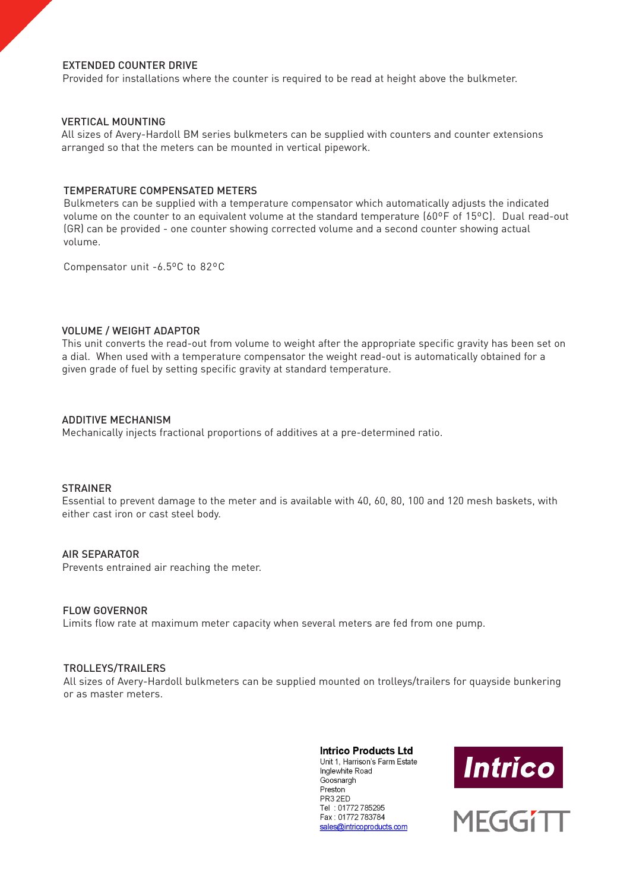## EXTENDED COUNTER DRIVE

Provided for installations where the counter is required to be read at height above the bulkmeter.

## VERTICAL MOUNTING

All sizes of Avery-Hardoll BM series bulkmeters can be supplied with counters and counter extensions arranged so that the meters can be mounted in vertical pipework.

## TEMPERATURE COMPENSATED METERS

Bulkmeters can be supplied with a temperature compensator which automatically adjusts the indicated volume on the counter to an equivalent volume at the standard temperature (60ºF of 15ºC). Dual read-out (GR) can be provided - one counter showing corrected volume and a second counter showing actual volume.

Compensator unit -6.5ºC to 82ºC

## VOLUME / WEIGHT ADAPTOR

This unit converts the read-out from volume to weight after the appropriate specific gravity has been set on a dial. When used with a temperature compensator the weight read-out is automatically obtained for a given grade of fuel by setting specific gravity at standard temperature.

## ADDITIVE MECHANISM

Mechanically injects fractional proportions of additives at a pre-determined ratio.

## STRAINER

Essential to prevent damage to the meter and is available with 40, 60, 80, 100 and 120 mesh baskets, with either cast iron or cast steel body.

## AIR SEPARATOR

Prevents entrained air reaching the meter.

## FLOW GOVERNOR

Limits flow rate at maximum meter capacity when several meters are fed from one pump.

## TROLLEYS/TRAILERS

All sizes of Avery-Hardoll bulkmeters can be supplied mounted on trolleys/trailers for quayside bunkering or as master meters.

**Intrico Products Ltd**
Unit 1, Harrison's Farm Estate
Inglewhite Road
Goosnargh
Preston
PR3 2ED
Tel : 01772 785295
Fax : 01772 783784
sales@intricoproducts.com

Intrico

MEGGITT